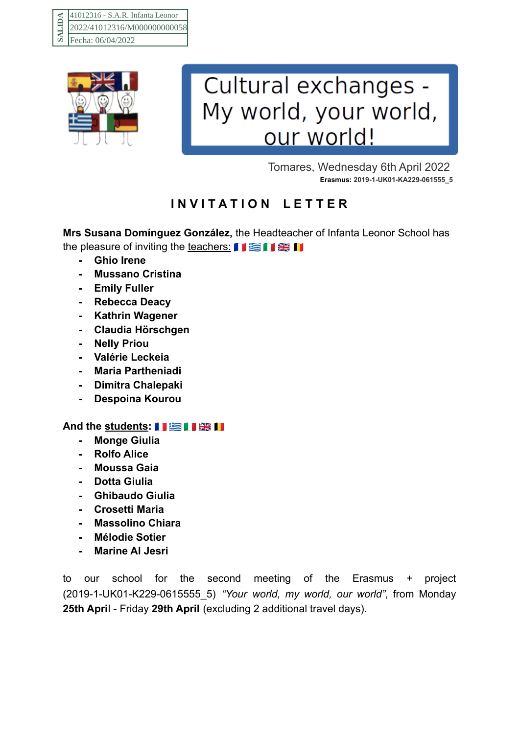| SALIDA | 41012316 - S.A.R. Infanta Leonor |
| --- | --- |
| | 2022/41012316/M000000000058 |
| | Fecha: 06/04/2022 |

# Cultural exchanges - My world, your world, our world!

Tomares, Wednesday 6th April 2022

**Erasmus: 2019-1-UK01-KA229-061555_5**

## INVITATION LETTER

**Mrs Susana Domínguez González,** the Headteacher of Infanta Leonor School has the pleasure of inviting the teachers: 🇫🇷 🇬🇷 🇮🇹 🇬🇧 🇧🇪

- **Ghio Irene**
- **Mussano Cristina**
- **Emily Fuller**
- **Rebecca Deacy**
- **Kathrin Wagener**
- **Claudia Hörschgen**
- **Nelly Priou**
- **Valérie Leckeia**
- **Maria Partheniadi**
- **Dimitra Chalepaki**
- **Despoina Kourou**

**And the students:** 🇫🇷 🇬🇷 🇮🇹 🇬🇧 🇧🇪

- **Monge Giulia**
- **Rolfo Alice**
- **Moussa Gaia**
- **Dotta Giulia**
- **Ghibaudo Giulia**
- **Crosetti Maria**
- **Massolino Chiara**
- **Mélodie Sotier**
- **Marine Al Jesri**

to our school for the second meeting of the Erasmus + project (2019-1-UK01-K229-0615555_5) *"Your world, my world, our world"*, from Monday **25th April** - Friday **29th April** (excluding 2 additional travel days).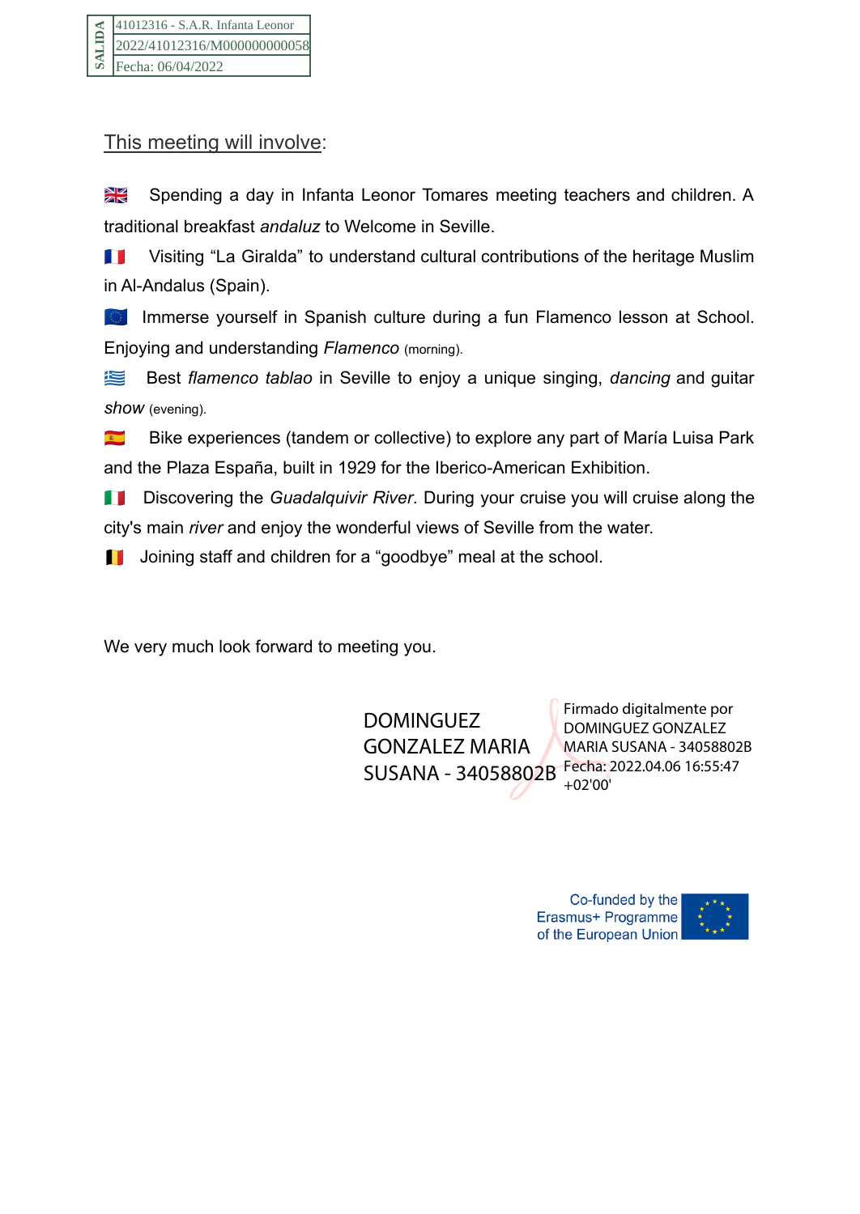| SALIDA | 41012316 - S.A.R. Infanta Leonor |
| --- | --- |
| | 2022/41012316/M000000000058 |
| | Fecha: 06/04/2022 |

This meeting will involve:

🇬🇧 Spending a day in Infanta Leonor Tomares meeting teachers and children. A traditional breakfast *andaluz* to Welcome in Seville.

🇫🇷 Visiting "La Giralda" to understand cultural contributions of the heritage Muslim in Al-Andalus (Spain).

🇪🇺 Immerse yourself in Spanish culture during a fun Flamenco lesson at School. Enjoying and understanding *Flamenco* (morning).

🇬🇷 Best *flamenco tablao* in Seville to enjoy a unique singing, *dancing* and guitar *show* (evening).

🇪🇸 Bike experiences (tandem or collective) to explore any part of María Luisa Park and the Plaza España, built in 1929 for the Iberico-American Exhibition.

🇮🇹 Discovering the *Guadalquivir River*. During your cruise you will cruise along the city's main *river* and enjoy the wonderful views of Seville from the water.

🇧🇪 Joining staff and children for a "goodbye" meal at the school.

We very much look forward to meeting you.

DOMINGUEZ GONZALEZ MARIA SUSANA - 34058802B

Firmado digitalmente por DOMINGUEZ GONZALEZ MARIA SUSANA - 34058802B
Fecha: 2022.04.06 16:55:47 +02'00'

Co-funded by the Erasmus+ Programme of the European Union